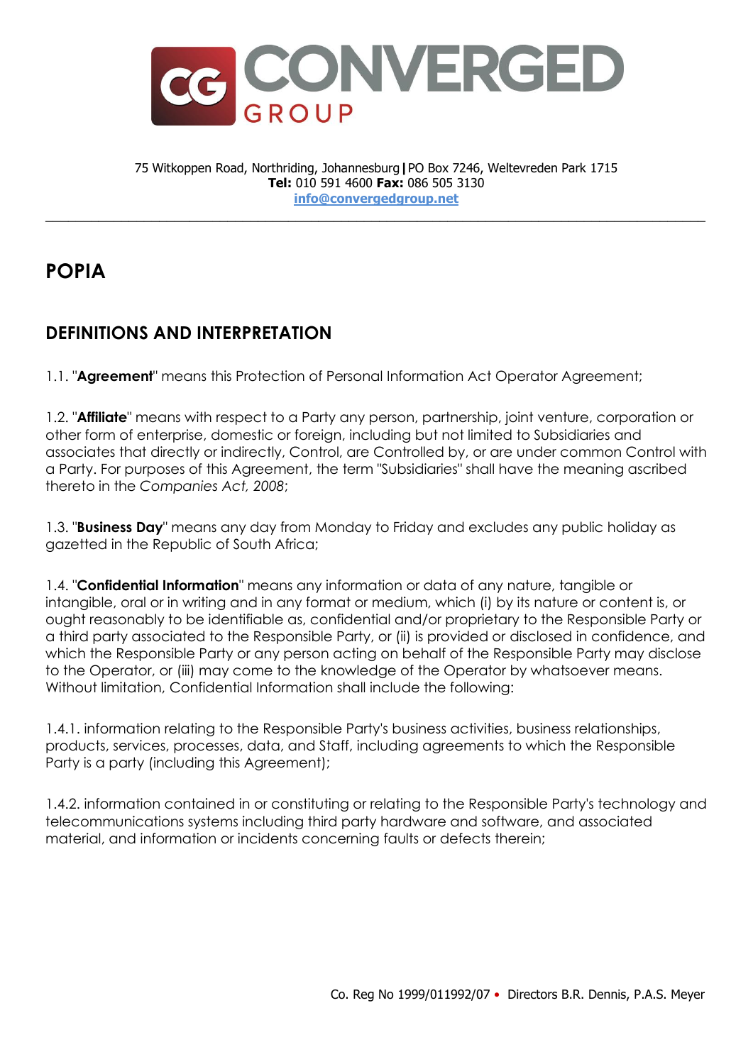# CONVERGED GROUP

75 Witkoppen Road, Northriding, Johannesburg | PO Box 7246, Weltevreden Park 1715
**Tel:** 010 591 4600 **Fax:** 086 505 3130
info@convergedgroup.net

---

# POPIA

## DEFINITIONS AND INTERPRETATION

1.1. "**Agreement**" means this Protection of Personal Information Act Operator Agreement;

1.2. "**Affiliate**" means with respect to a Party any person, partnership, joint venture, corporation or other form of enterprise, domestic or foreign, including but not limited to Subsidiaries and associates that directly or indirectly, Control, are Controlled by, or are under common Control with a Party. For purposes of this Agreement, the term "Subsidiaries" shall have the meaning ascribed thereto in the *Companies Act, 2008*;

1.3. "**Business Day**" means any day from Monday to Friday and excludes any public holiday as gazetted in the Republic of South Africa;

1.4. "**Confidential Information**" means any information or data of any nature, tangible or intangible, oral or in writing and in any format or medium, which (i) by its nature or content is, or ought reasonably to be identifiable as, confidential and/or proprietary to the Responsible Party or a third party associated to the Responsible Party, or (ii) is provided or disclosed in confidence, and which the Responsible Party or any person acting on behalf of the Responsible Party may disclose to the Operator, or (iii) may come to the knowledge of the Operator by whatsoever means. Without limitation, Confidential Information shall include the following:

1.4.1. information relating to the Responsible Party's business activities, business relationships, products, services, processes, data, and Staff, including agreements to which the Responsible Party is a party (including this Agreement);

1.4.2. information contained in or constituting or relating to the Responsible Party's technology and telecommunications systems including third party hardware and software, and associated material, and information or incidents concerning faults or defects therein;

Co. Reg No 1999/011992/07 • Directors B.R. Dennis, P.A.S. Meyer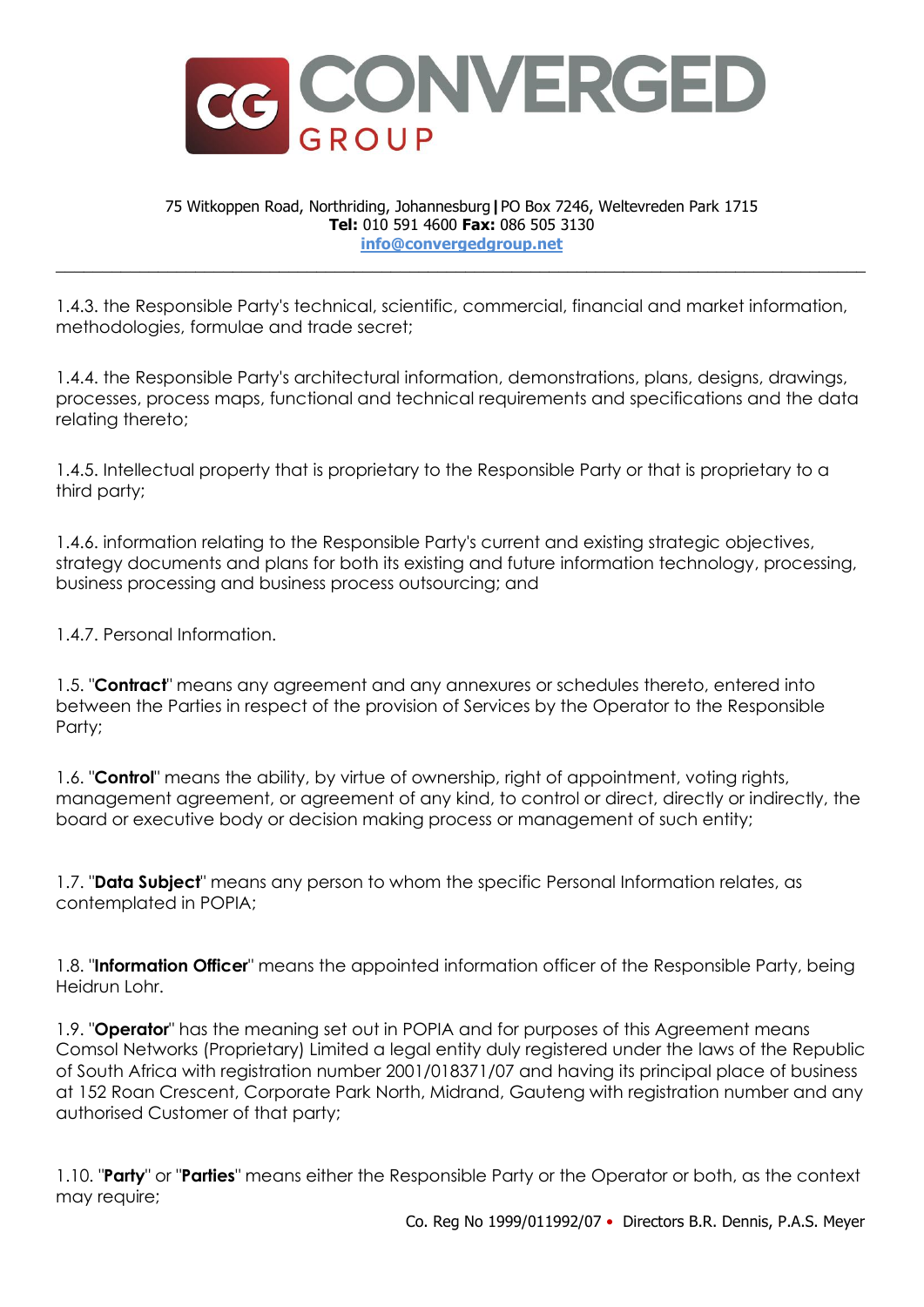1.4.3. the Responsible Party's technical, scientific, commercial, financial and market information, methodologies, formulae and trade secret;

1.4.4. the Responsible Party's architectural information, demonstrations, plans, designs, drawings, processes, process maps, functional and technical requirements and specifications and the data relating thereto;

1.4.5. Intellectual property that is proprietary to the Responsible Party or that is proprietary to a third party;

1.4.6. information relating to the Responsible Party's current and existing strategic objectives, strategy documents and plans for both its existing and future information technology, processing, business processing and business process outsourcing; and

1.4.7. Personal Information.

1.5. "**Contract**" means any agreement and any annexures or schedules thereto, entered into between the Parties in respect of the provision of Services by the Operator to the Responsible Party;

1.6. "**Control**" means the ability, by virtue of ownership, right of appointment, voting rights, management agreement, or agreement of any kind, to control or direct, directly or indirectly, the board or executive body or decision making process or management of such entity;

1.7. "**Data Subject**" means any person to whom the specific Personal Information relates, as contemplated in POPIA;

1.8. "**Information Officer**" means the appointed information officer of the Responsible Party, being Heidrun Lohr.

1.9. "**Operator**" has the meaning set out in POPIA and for purposes of this Agreement means Comsol Networks (Proprietary) Limited a legal entity duly registered under the laws of the Republic of South Africa with registration number 2001/018371/07 and having its principal place of business at 152 Roan Crescent, Corporate Park North, Midrand, Gauteng with registration number and any authorised Customer of that party;

1.10. "**Party**" or "**Parties**" means either the Responsible Party or the Operator or both, as the context may require;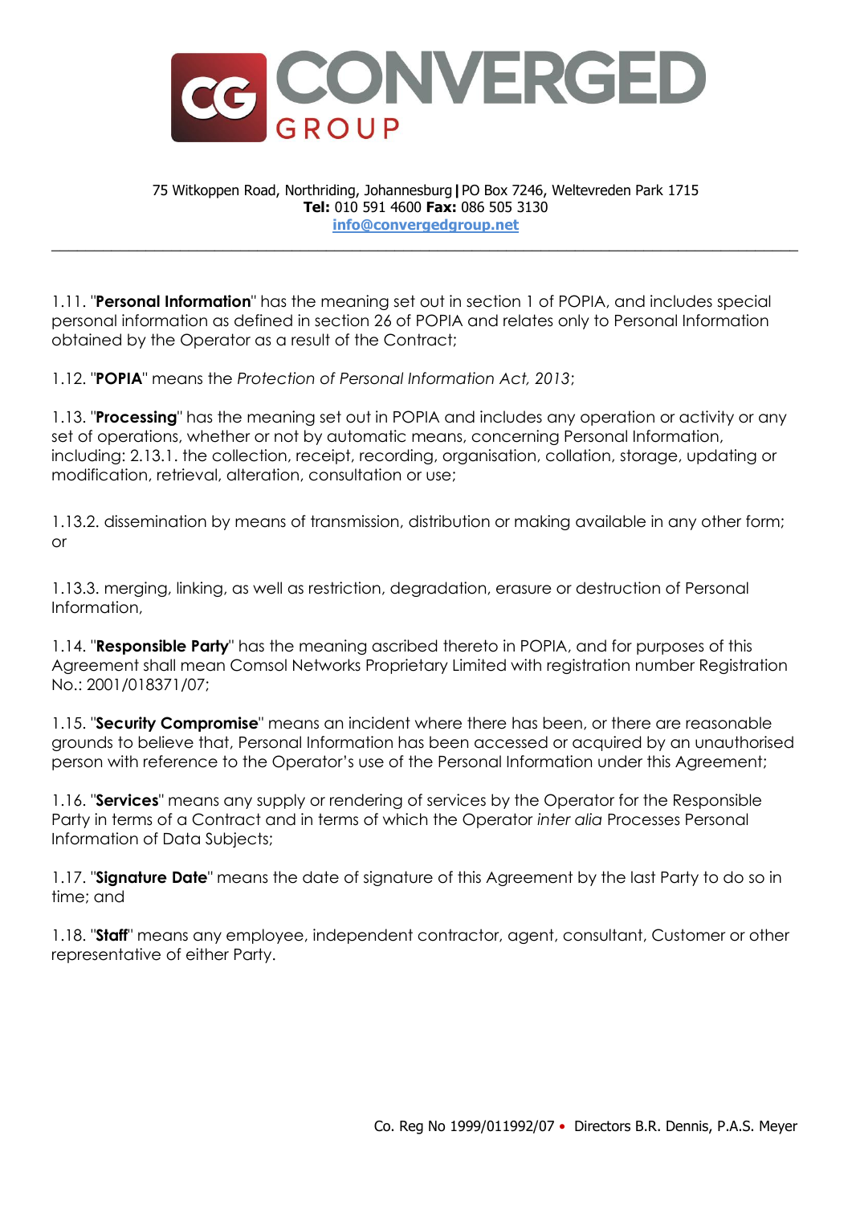1.11. "**Personal Information**" has the meaning set out in section 1 of POPIA, and includes special personal information as defined in section 26 of POPIA and relates only to Personal Information obtained by the Operator as a result of the Contract;

1.12. "**POPIA**" means the *Protection of Personal Information Act, 2013*;

1.13. "**Processing**" has the meaning set out in POPIA and includes any operation or activity or any set of operations, whether or not by automatic means, concerning Personal Information, including: 2.13.1. the collection, receipt, recording, organisation, collation, storage, updating or modification, retrieval, alteration, consultation or use;

1.13.2. dissemination by means of transmission, distribution or making available in any other form; or

1.13.3. merging, linking, as well as restriction, degradation, erasure or destruction of Personal Information,

1.14. "**Responsible Party**" has the meaning ascribed thereto in POPIA, and for purposes of this Agreement shall mean Comsol Networks Proprietary Limited with registration number Registration No.: 2001/018371/07;

1.15. "**Security Compromise**" means an incident where there has been, or there are reasonable grounds to believe that, Personal Information has been accessed or acquired by an unauthorised person with reference to the Operator's use of the Personal Information under this Agreement;

1.16. "**Services**" means any supply or rendering of services by the Operator for the Responsible Party in terms of a Contract and in terms of which the Operator *inter alia* Processes Personal Information of Data Subjects;

1.17. "**Signature Date**" means the date of signature of this Agreement by the last Party to do so in time; and

1.18. "**Staff**" means any employee, independent contractor, agent, consultant, Customer or other representative of either Party.